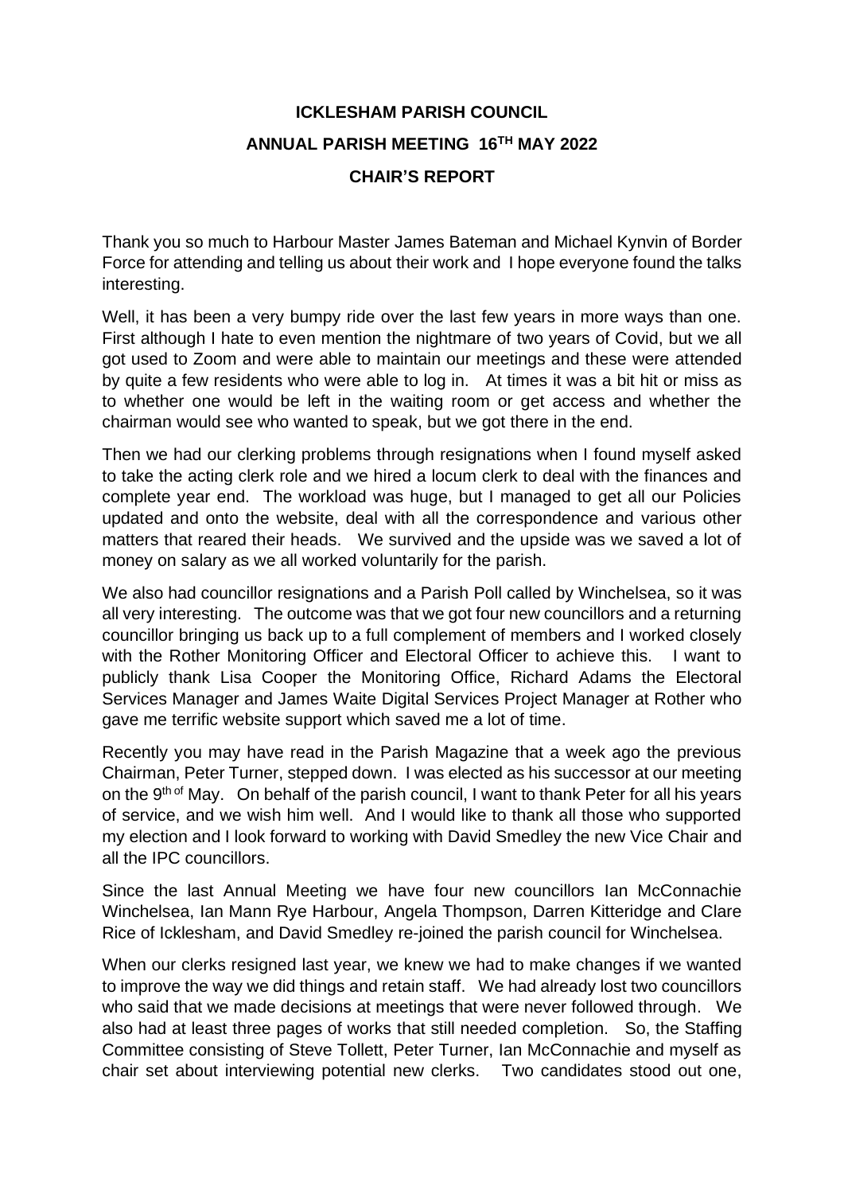# ICKLESHAM PARISH COUNCIL

## ANNUAL PARISH MEETING 16TH MAY 2022

## CHAIR'S REPORT

Thank you so much to Harbour Master James Bateman and Michael Kynvin of Border Force for attending and telling us about their work and I hope everyone found the talks interesting.

Well, it has been a very bumpy ride over the last few years in more ways than one. First although I hate to even mention the nightmare of two years of Covid, but we all got used to Zoom and were able to maintain our meetings and these were attended by quite a few residents who were able to log in. At times it was a bit hit or miss as to whether one would be left in the waiting room or get access and whether the chairman would see who wanted to speak, but we got there in the end.

Then we had our clerking problems through resignations when I found myself asked to take the acting clerk role and we hired a locum clerk to deal with the finances and complete year end. The workload was huge, but I managed to get all our Policies updated and onto the website, deal with all the correspondence and various other matters that reared their heads. We survived and the upside was we saved a lot of money on salary as we all worked voluntarily for the parish.

We also had councillor resignations and a Parish Poll called by Winchelsea, so it was all very interesting. The outcome was that we got four new councillors and a returning councillor bringing us back up to a full complement of members and I worked closely with the Rother Monitoring Officer and Electoral Officer to achieve this. I want to publicly thank Lisa Cooper the Monitoring Office, Richard Adams the Electoral Services Manager and James Waite Digital Services Project Manager at Rother who gave me terrific website support which saved me a lot of time.

Recently you may have read in the Parish Magazine that a week ago the previous Chairman, Peter Turner, stepped down. I was elected as his successor at our meeting on the 9th of May. On behalf of the parish council, I want to thank Peter for all his years of service, and we wish him well. And I would like to thank all those who supported my election and I look forward to working with David Smedley the new Vice Chair and all the IPC councillors.

Since the last Annual Meeting we have four new councillors Ian McConnachie Winchelsea, Ian Mann Rye Harbour, Angela Thompson, Darren Kitteridge and Clare Rice of Icklesham, and David Smedley re-joined the parish council for Winchelsea.

When our clerks resigned last year, we knew we had to make changes if we wanted to improve the way we did things and retain staff. We had already lost two councillors who said that we made decisions at meetings that were never followed through. We also had at least three pages of works that still needed completion. So, the Staffing Committee consisting of Steve Tollett, Peter Turner, Ian McConnachie and myself as chair set about interviewing potential new clerks. Two candidates stood out one,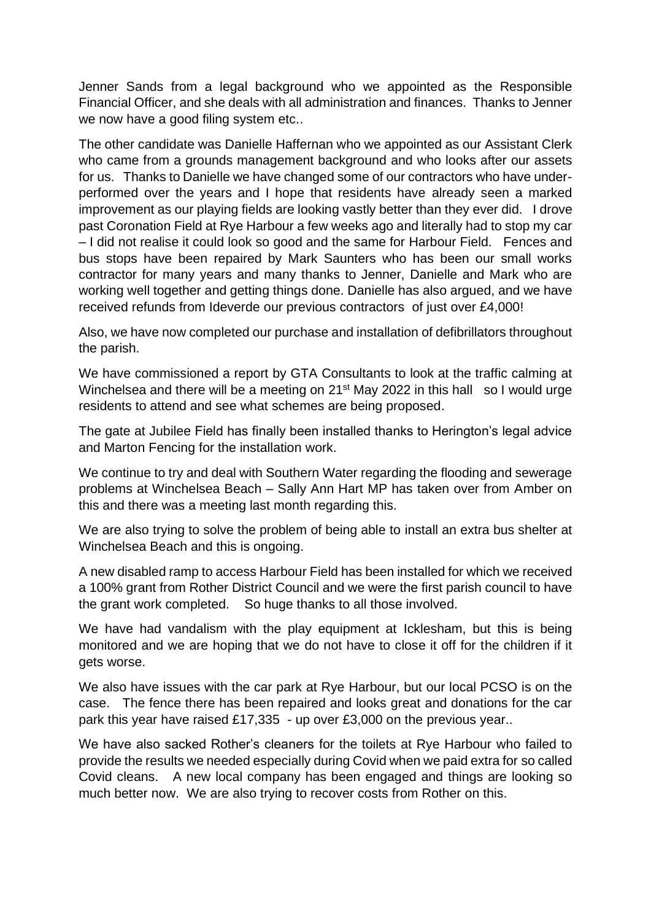Jenner Sands from a legal background who we appointed as the Responsible Financial Officer, and she deals with all administration and finances. Thanks to Jenner we now have a good filing system etc..

The other candidate was Danielle Haffernan who we appointed as our Assistant Clerk who came from a grounds management background and who looks after our assets for us. Thanks to Danielle we have changed some of our contractors who have under-performed over the years and I hope that residents have already seen a marked improvement as our playing fields are looking vastly better than they ever did. I drove past Coronation Field at Rye Harbour a few weeks ago and literally had to stop my car – I did not realise it could look so good and the same for Harbour Field. Fences and bus stops have been repaired by Mark Saunters who has been our small works contractor for many years and many thanks to Jenner, Danielle and Mark who are working well together and getting things done. Danielle has also argued, and we have received refunds from Ideverde our previous contractors of just over £4,000!

Also, we have now completed our purchase and installation of defibrillators throughout the parish.

We have commissioned a report by GTA Consultants to look at the traffic calming at Winchelsea and there will be a meeting on 21st May 2022 in this hall so I would urge residents to attend and see what schemes are being proposed.

The gate at Jubilee Field has finally been installed thanks to Herington's legal advice and Marton Fencing for the installation work.

We continue to try and deal with Southern Water regarding the flooding and sewerage problems at Winchelsea Beach – Sally Ann Hart MP has taken over from Amber on this and there was a meeting last month regarding this.

We are also trying to solve the problem of being able to install an extra bus shelter at Winchelsea Beach and this is ongoing.

A new disabled ramp to access Harbour Field has been installed for which we received a 100% grant from Rother District Council and we were the first parish council to have the grant work completed. So huge thanks to all those involved.

We have had vandalism with the play equipment at Icklesham, but this is being monitored and we are hoping that we do not have to close it off for the children if it gets worse.

We also have issues with the car park at Rye Harbour, but our local PCSO is on the case. The fence there has been repaired and looks great and donations for the car park this year have raised £17,335 - up over £3,000 on the previous year..

We have also sacked Rother's cleaners for the toilets at Rye Harbour who failed to provide the results we needed especially during Covid when we paid extra for so called Covid cleans. A new local company has been engaged and things are looking so much better now. We are also trying to recover costs from Rother on this.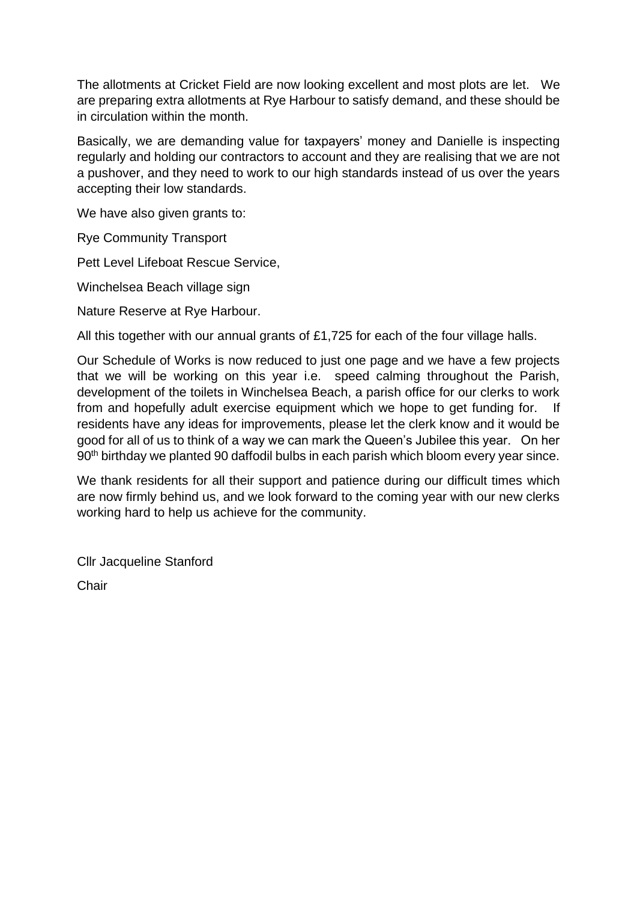The allotments at Cricket Field are now looking excellent and most plots are let. We are preparing extra allotments at Rye Harbour to satisfy demand, and these should be in circulation within the month.

Basically, we are demanding value for taxpayers' money and Danielle is inspecting regularly and holding our contractors to account and they are realising that we are not a pushover, and they need to work to our high standards instead of us over the years accepting their low standards.

We have also given grants to:

Rye Community Transport

Pett Level Lifeboat Rescue Service,

Winchelsea Beach village sign

Nature Reserve at Rye Harbour.

All this together with our annual grants of £1,725 for each of the four village halls.

Our Schedule of Works is now reduced to just one page and we have a few projects that we will be working on this year i.e. speed calming throughout the Parish, development of the toilets in Winchelsea Beach, a parish office for our clerks to work from and hopefully adult exercise equipment which we hope to get funding for. If residents have any ideas for improvements, please let the clerk know and it would be good for all of us to think of a way we can mark the Queen's Jubilee this year. On her 90th birthday we planted 90 daffodil bulbs in each parish which bloom every year since.

We thank residents for all their support and patience during our difficult times which are now firmly behind us, and we look forward to the coming year with our new clerks working hard to help us achieve for the community.

Cllr Jacqueline Stanford

Chair